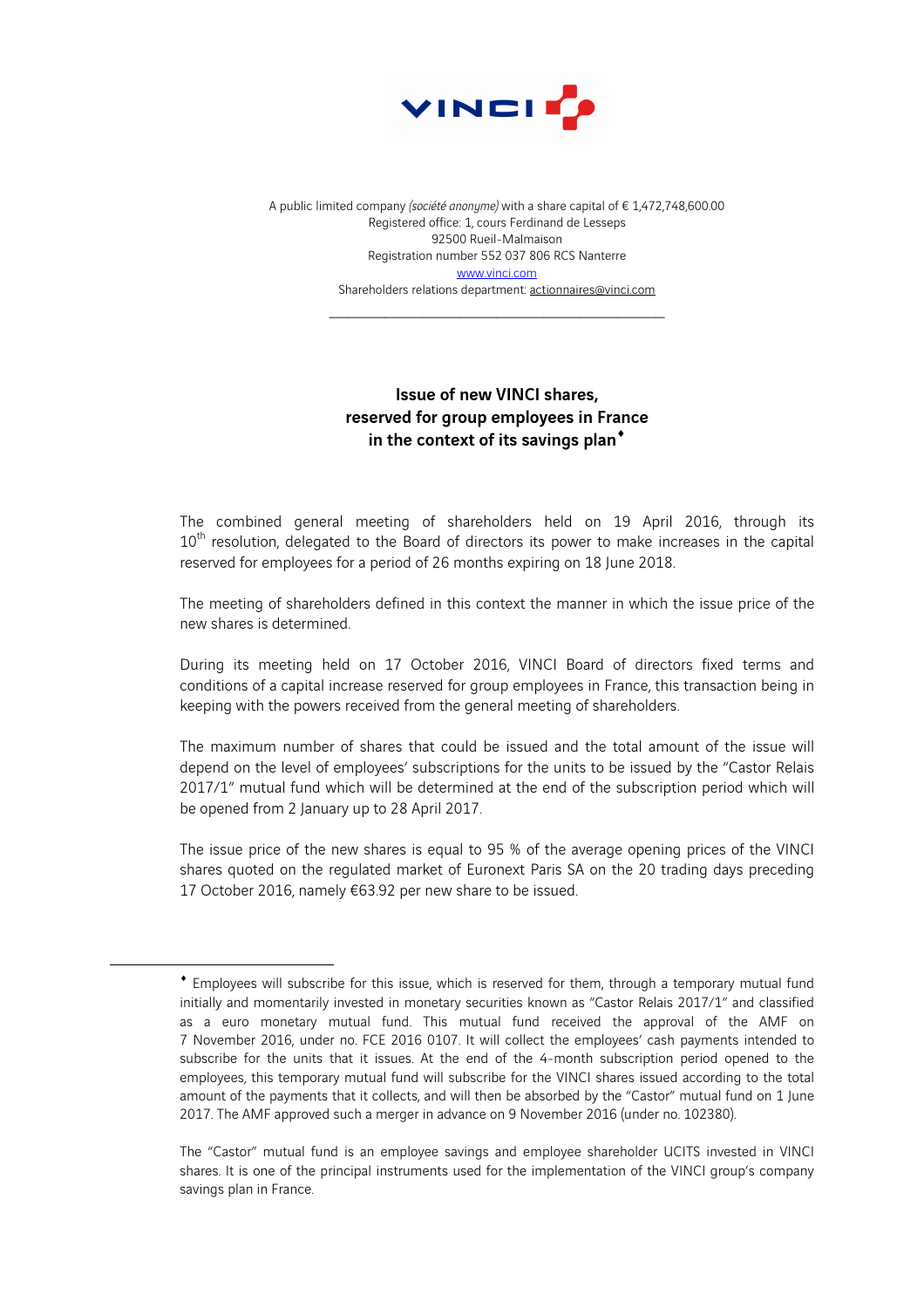A public limited company *(société anonyme)* with a share capital of € 1,472,748,600.00
Registered office: 1, cours Ferdinand de Lesseps
92500 Rueil-Malmaison
Registration number 552 037 806 RCS Nanterre
www.vinci.com
Shareholders relations department: actionnaires@vinci.com

---

# Issue of new VINCI shares, reserved for group employees in France in the context of its savings plan♦

The combined general meeting of shareholders held on 19 April 2016, through its 10th resolution, delegated to the Board of directors its power to make increases in the capital reserved for employees for a period of 26 months expiring on 18 June 2018.

The meeting of shareholders defined in this context the manner in which the issue price of the new shares is determined.

During its meeting held on 17 October 2016, VINCI Board of directors fixed terms and conditions of a capital increase reserved for group employees in France, this transaction being in keeping with the powers received from the general meeting of shareholders.

The maximum number of shares that could be issued and the total amount of the issue will depend on the level of employees' subscriptions for the units to be issued by the "Castor Relais 2017/1" mutual fund which will be determined at the end of the subscription period which will be opened from 2 January up to 28 April 2017.

The issue price of the new shares is equal to 95 % of the average opening prices of the VINCI shares quoted on the regulated market of Euronext Paris SA on the 20 trading days preceding 17 October 2016, namely €63.92 per new share to be issued.

---

♦ Employees will subscribe for this issue, which is reserved for them, through a temporary mutual fund initially and momentarily invested in monetary securities known as "Castor Relais 2017/1" and classified as a euro monetary mutual fund. This mutual fund received the approval of the AMF on 7 November 2016, under no. FCE 2016 0107. It will collect the employees' cash payments intended to subscribe for the units that it issues. At the end of the 4-month subscription period opened to the employees, this temporary mutual fund will subscribe for the VINCI shares issued according to the total amount of the payments that it collects, and will then be absorbed by the "Castor" mutual fund on 1 June 2017. The AMF approved such a merger in advance on 9 November 2016 (under no. 102380).

The "Castor" mutual fund is an employee savings and employee shareholder UCITS invested in VINCI shares. It is one of the principal instruments used for the implementation of the VINCI group's company savings plan in France.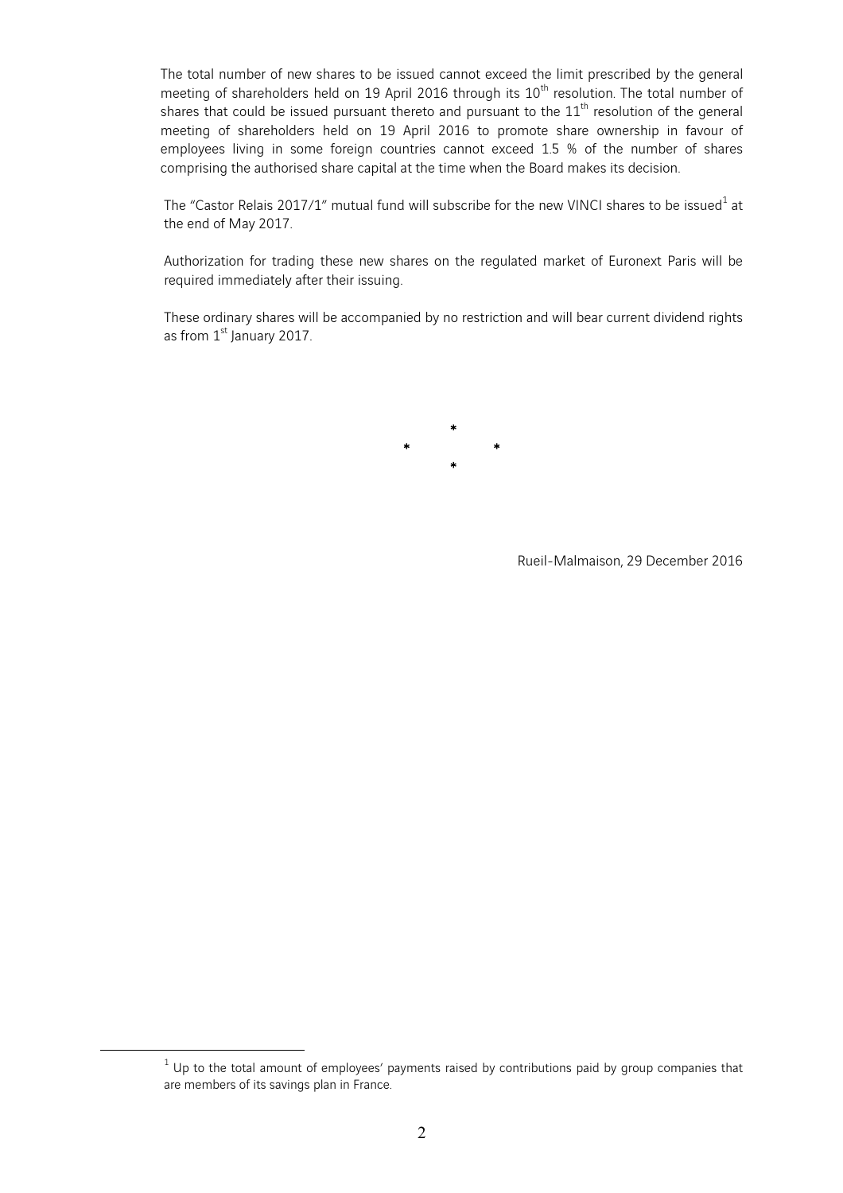The total number of new shares to be issued cannot exceed the limit prescribed by the general meeting of shareholders held on 19 April 2016 through its 10th resolution. The total number of shares that could be issued pursuant thereto and pursuant to the 11th resolution of the general meeting of shareholders held on 19 April 2016 to promote share ownership in favour of employees living in some foreign countries cannot exceed 1.5 % of the number of shares comprising the authorised share capital at the time when the Board makes its decision.

The "Castor Relais 2017/1" mutual fund will subscribe for the new VINCI shares to be issued[1] at the end of May 2017.

Authorization for trading these new shares on the regulated market of Euronext Paris will be required immediately after their issuing.

These ordinary shares will be accompanied by no restriction and will bear current dividend rights as from 1st January 2017.

\*

\* \*

\*

Rueil-Malmaison, 29 December 2016

[1] Up to the total amount of employees' payments raised by contributions paid by group companies that are members of its savings plan in France.